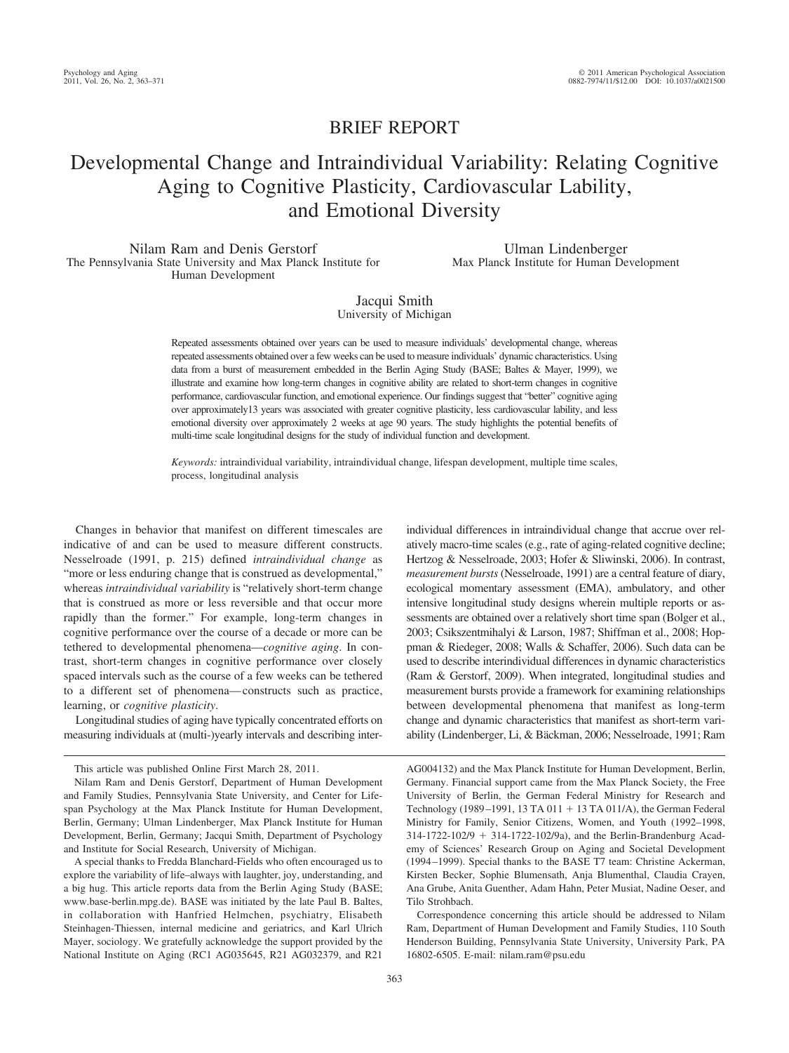BRIEF REPORT

# Developmental Change and Intraindividual Variability: Relating Cognitive Aging to Cognitive Plasticity, Cardiovascular Lability, and Emotional Diversity

Nilam Ram and Denis Gerstorf
The Pennsylvania State University and Max Planck Institute for Human Development

Ulman Lindenberger
Max Planck Institute for Human Development

Jacqui Smith
University of Michigan

Repeated assessments obtained over years can be used to measure individuals' developmental change, whereas repeated assessments obtained over a few weeks can be used to measure individuals' dynamic characteristics. Using data from a burst of measurement embedded in the Berlin Aging Study (BASE; Baltes & Mayer, 1999), we illustrate and examine how long-term changes in cognitive ability are related to short-term changes in cognitive performance, cardiovascular function, and emotional experience. Our findings suggest that "better" cognitive aging over approximately13 years was associated with greater cognitive plasticity, less cardiovascular lability, and less emotional diversity over approximately 2 weeks at age 90 years. The study highlights the potential benefits of multi-time scale longitudinal designs for the study of individual function and development.

*Keywords:* intraindividual variability, intraindividual change, lifespan development, multiple time scales, process, longitudinal analysis

Changes in behavior that manifest on different timescales are indicative of and can be used to measure different constructs. Nesselroade (1991, p. 215) defined *intraindividual change* as "more or less enduring change that is construed as developmental," whereas *intraindividual variability* is "relatively short-term change that is construed as more or less reversible and that occur more rapidly than the former." For example, long-term changes in cognitive performance over the course of a decade or more can be tethered to developmental phenomena—*cognitive aging*. In contrast, short-term changes in cognitive performance over closely spaced intervals such as the course of a few weeks can be tethered to a different set of phenomena—constructs such as practice, learning, or *cognitive plasticity*.

Longitudinal studies of aging have typically concentrated efforts on measuring individuals at (multi-)yearly intervals and describing interindividual differences in intraindividual change that accrue over relatively macro-time scales (e.g., rate of aging-related cognitive decline; Hertzog & Nesselroade, 2003; Hofer & Sliwinski, 2006). In contrast, *measurement bursts* (Nesselroade, 1991) are a central feature of diary, ecological momentary assessment (EMA), ambulatory, and other intensive longitudinal study designs wherein multiple reports or assessments are obtained over a relatively short time span (Bolger et al., 2003; Csikszentmihalyi & Larson, 1987; Shiffman et al., 2008; Hoppman & Riedeger, 2008; Walls & Schaffer, 2006). Such data can be used to describe interindividual differences in dynamic characteristics (Ram & Gerstorf, 2009). When integrated, longitudinal studies and measurement bursts provide a framework for examining relationships between developmental phenomena that manifest as long-term change and dynamic characteristics that manifest as short-term variability (Lindenberger, Li, & Bäckman, 2006; Nesselroade, 1991; Ram

---

This article was published Online First March 28, 2011.

Nilam Ram and Denis Gerstorf, Department of Human Development and Family Studies, Pennsylvania State University, and Center for Lifespan Psychology at the Max Planck Institute for Human Development, Berlin, Germany; Ulman Lindenberger, Max Planck Institute for Human Development, Berlin, Germany; Jacqui Smith, Department of Psychology and Institute for Social Research, University of Michigan.

A special thanks to Fredda Blanchard-Fields who often encouraged us to explore the variability of life–always with laughter, joy, understanding, and a big hug. This article reports data from the Berlin Aging Study (BASE; www.base-berlin.mpg.de). BASE was initiated by the late Paul B. Baltes, in collaboration with Hanfried Helmchen, psychiatry, Elisabeth Steinhagen-Thiessen, internal medicine and geriatrics, and Karl Ulrich Mayer, sociology. We gratefully acknowledge the support provided by the National Institute on Aging (RC1 AG035645, R21 AG032379, and R21 AG004132) and the Max Planck Institute for Human Development, Berlin, Germany. Financial support came from the Max Planck Society, the Free University of Berlin, the German Federal Ministry for Research and Technology (1989–1991, 13 TA 011 + 13 TA 011/A), the German Federal Ministry for Family, Senior Citizens, Women, and Youth (1992–1998, 314-1722-102/9 + 314-1722-102/9a), and the Berlin-Brandenburg Academy of Sciences' Research Group on Aging and Societal Development (1994–1999). Special thanks to the BASE T7 team: Christine Ackerman, Kirsten Becker, Sophie Blumensath, Anja Blumenthal, Claudia Crayen, Ana Grube, Anita Guenther, Adam Hahn, Peter Musiat, Nadine Oeser, and Tilo Strohbach.

Correspondence concerning this article should be addressed to Nilam Ram, Department of Human Development and Family Studies, 110 South Henderson Building, Pennsylvania State University, University Park, PA 16802-6505. E-mail: nilam.ram@psu.edu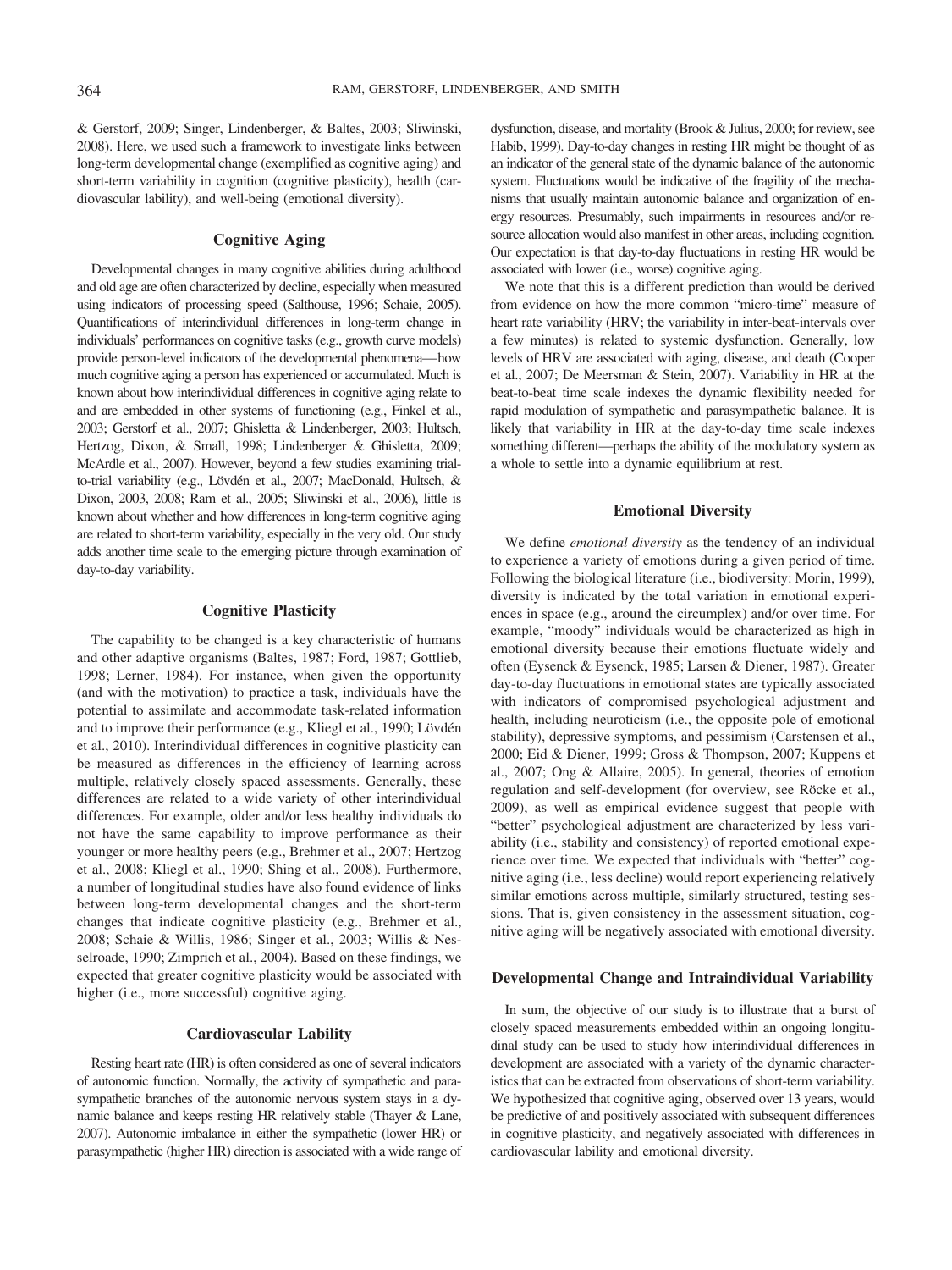& Gerstorf, 2009; Singer, Lindenberger, & Baltes, 2003; Sliwinski, 2008). Here, we used such a framework to investigate links between long-term developmental change (exemplified as cognitive aging) and short-term variability in cognition (cognitive plasticity), health (cardiovascular lability), and well-being (emotional diversity).

## Cognitive Aging

Developmental changes in many cognitive abilities during adulthood and old age are often characterized by decline, especially when measured using indicators of processing speed (Salthouse, 1996; Schaie, 2005). Quantifications of interindividual differences in long-term change in individuals' performances on cognitive tasks (e.g., growth curve models) provide person-level indicators of the developmental phenomena—how much cognitive aging a person has experienced or accumulated. Much is known about how interindividual differences in cognitive aging relate to and are embedded in other systems of functioning (e.g., Finkel et al., 2003; Gerstorf et al., 2007; Ghisletta & Lindenberger, 2003; Hultsch, Hertzog, Dixon, & Small, 1998; Lindenberger & Ghisletta, 2009; McArdle et al., 2007). However, beyond a few studies examining trial-to-trial variability (e.g., Lövdén et al., 2007; MacDonald, Hultsch, & Dixon, 2003, 2008; Ram et al., 2005; Sliwinski et al., 2006), little is known about whether and how differences in long-term cognitive aging are related to short-term variability, especially in the very old. Our study adds another time scale to the emerging picture through examination of day-to-day variability.

## Cognitive Plasticity

The capability to be changed is a key characteristic of humans and other adaptive organisms (Baltes, 1987; Ford, 1987; Gottlieb, 1998; Lerner, 1984). For instance, when given the opportunity (and with the motivation) to practice a task, individuals have the potential to assimilate and accommodate task-related information and to improve their performance (e.g., Kliegl et al., 1990; Lövdén et al., 2010). Interindividual differences in cognitive plasticity can be measured as differences in the efficiency of learning across multiple, relatively closely spaced assessments. Generally, these differences are related to a wide variety of other interindividual differences. For example, older and/or less healthy individuals do not have the same capability to improve performance as their younger or more healthy peers (e.g., Brehmer et al., 2007; Hertzog et al., 2008; Kliegl et al., 1990; Shing et al., 2008). Furthermore, a number of longitudinal studies have also found evidence of links between long-term developmental changes and the short-term changes that indicate cognitive plasticity (e.g., Brehmer et al., 2008; Schaie & Willis, 1986; Singer et al., 2003; Willis & Nesselroade, 1990; Zimprich et al., 2004). Based on these findings, we expected that greater cognitive plasticity would be associated with higher (i.e., more successful) cognitive aging.

## Cardiovascular Lability

Resting heart rate (HR) is often considered as one of several indicators of autonomic function. Normally, the activity of sympathetic and parasympathetic branches of the autonomic nervous system stays in a dynamic balance and keeps resting HR relatively stable (Thayer & Lane, 2007). Autonomic imbalance in either the sympathetic (lower HR) or parasympathetic (higher HR) direction is associated with a wide range of dysfunction, disease, and mortality (Brook & Julius, 2000; for review, see Habib, 1999). Day-to-day changes in resting HR might be thought of as an indicator of the general state of the dynamic balance of the autonomic system. Fluctuations would be indicative of the fragility of the mechanisms that usually maintain autonomic balance and organization of energy resources. Presumably, such impairments in resources and/or resource allocation would also manifest in other areas, including cognition. Our expectation is that day-to-day fluctuations in resting HR would be associated with lower (i.e., worse) cognitive aging.

We note that this is a different prediction than would be derived from evidence on how the more common "micro-time" measure of heart rate variability (HRV; the variability in inter-beat-intervals over a few minutes) is related to systemic dysfunction. Generally, low levels of HRV are associated with aging, disease, and death (Cooper et al., 2007; De Meersman & Stein, 2007). Variability in HR at the beat-to-beat time scale indexes the dynamic flexibility needed for rapid modulation of sympathetic and parasympathetic balance. It is likely that variability in HR at the day-to-day time scale indexes something different—perhaps the ability of the modulatory system as a whole to settle into a dynamic equilibrium at rest.

## Emotional Diversity

We define *emotional diversity* as the tendency of an individual to experience a variety of emotions during a given period of time. Following the biological literature (i.e., biodiversity: Morin, 1999), diversity is indicated by the total variation in emotional experiences in space (e.g., around the circumplex) and/or over time. For example, "moody" individuals would be characterized as high in emotional diversity because their emotions fluctuate widely and often (Eysenck & Eysenck, 1985; Larsen & Diener, 1987). Greater day-to-day fluctuations in emotional states are typically associated with indicators of compromised psychological adjustment and health, including neuroticism (i.e., the opposite pole of emotional stability), depressive symptoms, and pessimism (Carstensen et al., 2000; Eid & Diener, 1999; Gross & Thompson, 2007; Kuppens et al., 2007; Ong & Allaire, 2005). In general, theories of emotion regulation and self-development (for overview, see Röcke et al., 2009), as well as empirical evidence suggest that people with "better" psychological adjustment are characterized by less variability (i.e., stability and consistency) of reported emotional experience over time. We expected that individuals with "better" cognitive aging (i.e., less decline) would report experiencing relatively similar emotions across multiple, similarly structured, testing sessions. That is, given consistency in the assessment situation, cognitive aging will be negatively associated with emotional diversity.

## Developmental Change and Intraindividual Variability

In sum, the objective of our study is to illustrate that a burst of closely spaced measurements embedded within an ongoing longitudinal study can be used to study how interindividual differences in development are associated with a variety of the dynamic characteristics that can be extracted from observations of short-term variability. We hypothesized that cognitive aging, observed over 13 years, would be predictive of and positively associated with subsequent differences in cognitive plasticity, and negatively associated with differences in cardiovascular lability and emotional diversity.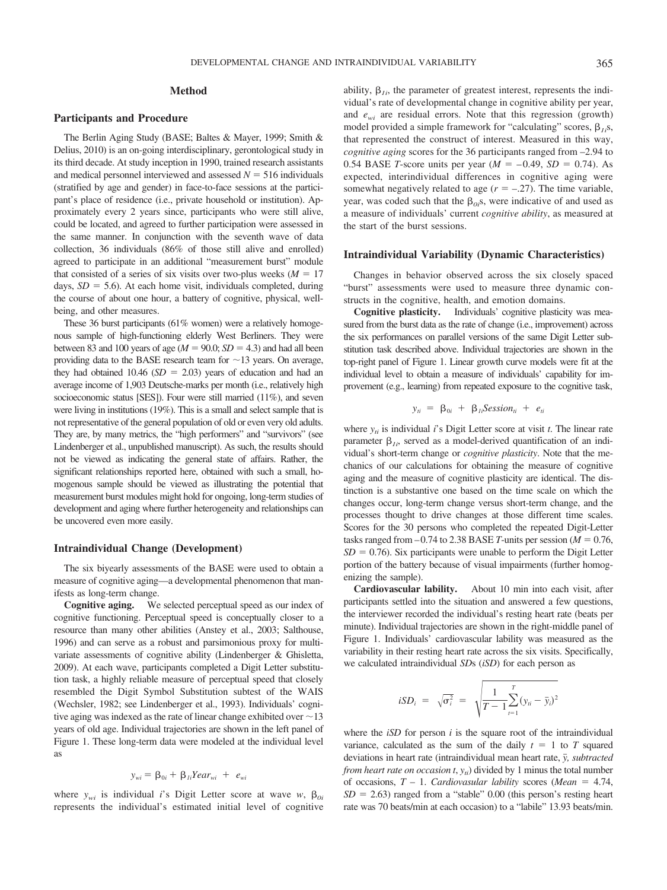## Method

### Participants and Procedure

The Berlin Aging Study (BASE; Baltes & Mayer, 1999; Smith & Delius, 2010) is an on-going interdisciplinary, gerontological study in its third decade. At study inception in 1990, trained research assistants and medical personnel interviewed and assessed $N = 516$ individuals (stratified by age and gender) in face-to-face sessions at the participant's place of residence (i.e., private household or institution). Approximately every 2 years since, participants who were still alive, could be located, and agreed to further participation were assessed in the same manner. In conjunction with the seventh wave of data collection, 36 individuals (86% of those still alive and enrolled) agreed to participate in an additional "measurement burst" module that consisted of a series of six visits over two-plus weeks ($M = 17$ days, $SD = 5.6$). At each home visit, individuals completed, during the course of about one hour, a battery of cognitive, physical, well-being, and other measures.

These 36 burst participants (61% women) were a relatively homogenous sample of high-functioning elderly West Berliners. They were between 83 and 100 years of age ($M = 90.0$; $SD = 4.3$) and had all been providing data to the BASE research team for ~13 years. On average, they had obtained 10.46 ($SD = 2.03$) years of education and had an average income of 1,903 Deutsche-marks per month (i.e., relatively high socioeconomic status [SES]). Four were still married (11%), and seven were living in institutions (19%). This is a small and select sample that is not representative of the general population of old or even very old adults. They are, by many metrics, the "high performers" and "survivors" (see Lindenberger et al., unpublished manuscript). As such, the results should not be viewed as indicating the general state of affairs. Rather, the significant relationships reported here, obtained with such a small, homogenous sample should be viewed as illustrating the potential that measurement burst modules might hold for ongoing, long-term studies of development and aging where further heterogeneity and relationships can be uncovered even more easily.

### Intraindividual Change (Development)

The six biyearly assessments of the BASE were used to obtain a measure of cognitive aging—a developmental phenomenon that manifests as long-term change.

**Cognitive aging.** We selected perceptual speed as our index of cognitive functioning. Perceptual speed is conceptually closer to a resource than many other abilities (Anstey et al., 2003; Salthouse, 1996) and can serve as a robust and parsimonious proxy for multivariate assessments of cognitive ability (Lindenberger & Ghisletta, 2009). At each wave, participants completed a Digit Letter substitution task, a highly reliable measure of perceptual speed that closely resembled the Digit Symbol Substitution subtest of the WAIS (Wechsler, 1982; see Lindenberger et al., 1993). Individuals' cognitive aging was indexed as the rate of linear change exhibited over ~13 years of old age. Individual trajectories are shown in the left panel of Figure 1. These long-term data were modeled at the individual level as

$$y_{wi} = \beta_{0i} + \beta_{1i}Year_{wi} + e_{wi}$$

where $y_{wi}$ is individual $i$'s Digit Letter score at wave $w$, $\beta_{0i}$ represents the individual's estimated initial level of cognitive ability, $\beta_{1i}$, the parameter of greatest interest, represents the individual's rate of developmental change in cognitive ability per year, and $e_{wi}$ are residual errors. Note that this regression (growth) model provided a simple framework for "calculating" scores, $\beta_{1i}$s, that represented the construct of interest. Measured in this way, *cognitive aging* scores for the 36 participants ranged from –2.94 to 0.54 BASE *T*-score units per year ($M = -0.49$, $SD = 0.74$). As expected, interindividual differences in cognitive aging were somewhat negatively related to age ($r = -.27$). The time variable, year, was coded such that the $\beta_{0i}$s, were indicative of and used as a measure of individuals' current *cognitive ability*, as measured at the start of the burst sessions.

### Intraindividual Variability (Dynamic Characteristics)

Changes in behavior observed across the six closely spaced "burst" assessments were used to measure three dynamic constructs in the cognitive, health, and emotion domains.

**Cognitive plasticity.** Individuals' cognitive plasticity was measured from the burst data as the rate of change (i.e., improvement) across the six performances on parallel versions of the same Digit Letter substitution task described above. Individual trajectories are shown in the top-right panel of Figure 1. Linear growth curve models were fit at the individual level to obtain a measure of individuals' capability for improvement (e.g., learning) from repeated exposure to the cognitive task,

$$y_{ti} = \beta_{0i} + \beta_{1i}Session_{ti} + e_{ti}$$

where $y_{ti}$ is individual $i$'s Digit Letter score at visit $t$. The linear rate parameter $\beta_{1i}$, served as a model-derived quantification of an individual's short-term change or *cognitive plasticity*. Note that the mechanics of our calculations for obtaining the measure of cognitive aging and the measure of cognitive plasticity are identical. The distinction is a substantive one based on the time scale on which the changes occur, long-term change versus short-term change, and the processes thought to drive changes at those different time scales. Scores for the 30 persons who completed the repeated Digit-Letter tasks ranged from –0.74 to 2.38 BASE *T*-units per session ($M = 0.76$, $SD = 0.76$). Six participants were unable to perform the Digit Letter portion of the battery because of visual impairments (further homogenizing the sample).

**Cardiovascular lability.** About 10 min into each visit, after participants settled into the situation and answered a few questions, the interviewer recorded the individual's resting heart rate (beats per minute). Individual trajectories are shown in the right-middle panel of Figure 1. Individuals' cardiovascular lability was measured as the variability in their resting heart rate across the six visits. Specifically, we calculated intraindividual *SD*s (*iSD*) for each person as

$$iSD_i = \sqrt{\sigma_i^2} = \sqrt{\frac{1}{T-1}\sum_{t=1}^{T}(y_{ti} - \bar{y}_i)^2}$$

where the *iSD* for person $i$ is the square root of the intraindividual variance, calculated as the sum of the daily $t = 1$ to $T$ squared deviations in heart rate (intraindividual mean heart rate, $\bar{y}$, *subtracted from heart rate on occasion t*, $y_{ti}$) divided by 1 minus the total number of occasions, $T - 1$. *Cardiovasular lability* scores ($Mean = 4.74$, $SD = 2.63$) ranged from a "stable" 0.00 (this person's resting heart rate was 70 beats/min at each occasion) to a "labile" 13.93 beats/min.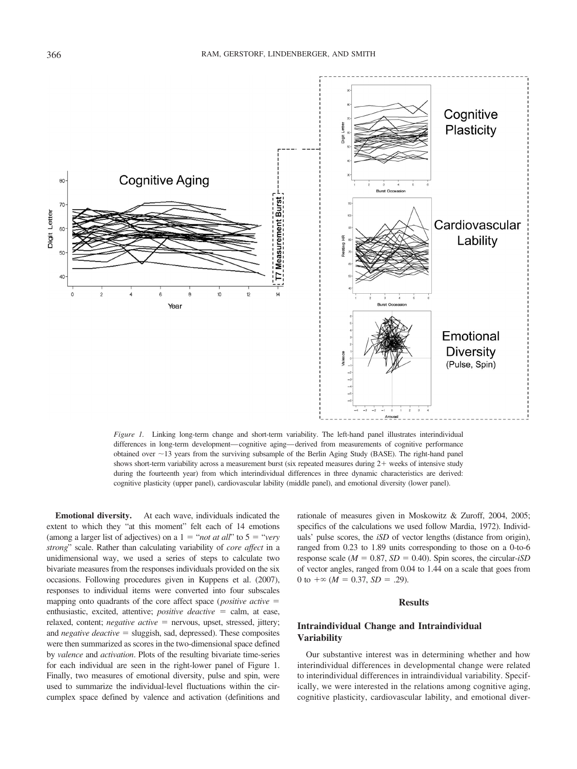Cognitive Aging

Digit Letter

80
70
60
50
40

0 2 4 6 8 10 12 14

Year

T7 Measurement Burst

Cognitive Plasticity

Digit Letter

Burst Occasion

Cardiovascular Lability

Resting HR

Burst Occasion

Emotional Diversity (Pulse, Spin)

Valence

Arousal

*Figure 1.* Linking long-term change and short-term variability. The left-hand panel illustrates interindividual differences in long-term development—cognitive aging—derived from measurements of cognitive performance obtained over ~13 years from the surviving subsample of the Berlin Aging Study (BASE). The right-hand panel shows short-term variability across a measurement burst (six repeated measures during 2+ weeks of intensive study during the fourteenth year) from which interindividual differences in three dynamic characteristics are derived: cognitive plasticity (upper panel), cardiovascular lability (middle panel), and emotional diversity (lower panel).

**Emotional diversity.** At each wave, individuals indicated the extent to which they "at this moment" felt each of 14 emotions (among a larger list of adjectives) on a 1 = "*not at all*" to 5 = "*very strong*" scale. Rather than calculating variability of *core affect* in a unidimensional way, we used a series of steps to calculate two bivariate measures from the responses individuals provided on the six occasions. Following procedures given in Kuppens et al. (2007), responses to individual items were converted into four subscales mapping onto quadrants of the core affect space (*positive active* = enthusiastic, excited, attentive; *positive deactive* = calm, at ease, relaxed, content; *negative active* = nervous, upset, stressed, jittery; and *negative deactive* = sluggish, sad, depressed). These composites were then summarized as scores in the two-dimensional space defined by *valence* and *activation*. Plots of the resulting bivariate time-series for each individual are seen in the right-lower panel of Figure 1. Finally, two measures of emotional diversity, pulse and spin, were used to summarize the individual-level fluctuations within the circumplex space defined by valence and activation (definitions and rationale of measures given in Moskowitz & Zuroff, 2004, 2005; specifics of the calculations we used follow Mardia, 1972). Individuals' pulse scores, the *iSD* of vector lengths (distance from origin), ranged from 0.23 to 1.89 units corresponding to those on a 0-to-6 response scale ($M$ = 0.87, $SD$ = 0.40). Spin scores, the circular-*iSD* of vector angles, ranged from 0.04 to 1.44 on a scale that goes from 0 to $+\infty$ ($M$ = 0.37, $SD$ = .29).

## Results

### Intraindividual Change and Intraindividual Variability

Our substantive interest was in determining whether and how interindividual differences in developmental change were related to interindividual differences in intraindividual variability. Specifically, we were interested in the relations among cognitive aging, cognitive plasticity, cardiovascular lability, and emotional diver-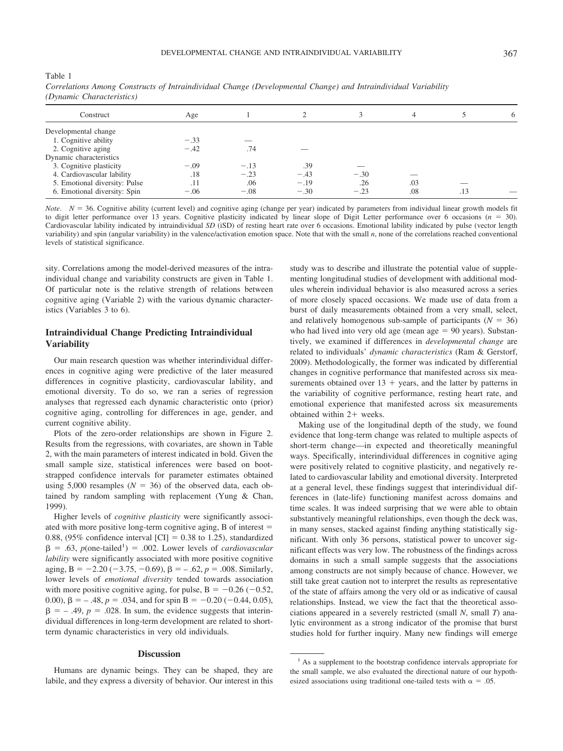Table 1

*Correlations Among Constructs of Intraindividual Change (Developmental Change) and Intraindividual Variability (Dynamic Characteristics)*

| Construct | Age | 1 | 2 | 3 | 4 | 5 | 6 |
|---|---|---|---|---|---|---|---|
| Developmental change | | | | | | | |
| 1. Cognitive ability | −.33 | — | | | | | |
| 2. Cognitive aging | −.42 | .74 | — | | | | |
| Dynamic characteristics | | | | | | | |
| 3. Cognitive plasticity | −.09 | −.13 | .39 | — | | | |
| 4. Cardiovascular lability | .18 | −.23 | −.43 | −.30 | — | | |
| 5. Emotional diversity: Pulse | .11 | .06 | −.19 | .26 | .03 | — | |
| 6. Emotional diversity: Spin | −.06 | −.08 | −.30 | −.23 | .08 | .13 | — |

*Note*. $N = 36$. Cognitive ability (current level) and cognitive aging (change per year) indicated by parameters from individual linear growth models fit to digit letter performance over 13 years. Cognitive plasticity indicated by linear slope of Digit Letter performance over 6 occasions ($n = 30$). Cardiovascular lability indicated by intraindividual *SD* (iSD) of resting heart rate over 6 occasions. Emotional lability indicated by pulse (vector length variability) and spin (angular variability) in the valence/activation emotion space. Note that with the small *n*, none of the correlations reached conventional levels of statistical significance.

sity. Correlations among the model-derived measures of the intraindividual change and variability constructs are given in Table 1. Of particular note is the relative strength of relations between cognitive aging (Variable 2) with the various dynamic characteristics (Variables 3 to 6).

## Intraindividual Change Predicting Intraindividual Variability

Our main research question was whether interindividual differences in cognitive aging were predictive of the later measured differences in cognitive plasticity, cardiovascular lability, and emotional diversity. To do so, we ran a series of regression analyses that regressed each dynamic characteristic onto (prior) cognitive aging, controlling for differences in age, gender, and current cognitive ability.

Plots of the zero-order relationships are shown in Figure 2. Results from the regressions, with covariates, are shown in Table 2, with the main parameters of interest indicated in bold. Given the small sample size, statistical inferences were based on bootstrapped confidence intervals for parameter estimates obtained using 5,000 resamples ($N = 36$) of the observed data, each obtained by random sampling with replacement (Yung & Chan, 1999).

Higher levels of *cognitive plasticity* were significantly associated with more positive long-term cognitive aging, B of interest = 0.88, (95% confidence interval [CI] = 0.38 to 1.25), standardized $\beta = .63$, *p*(one-tailed[1]) = .002. Lower levels of *cardiovascular lability* were significantly associated with more positive cognitive aging, $B = -2.20$ ($-3.75$, $-0.69$), $\beta = -.62$, $p = .008$. Similarly, lower levels of *emotional diversity* tended towards association with more positive cognitive aging, for pulse, $B = -0.26$ ($-0.52$, 0.00), $\beta = -.48$, $p = .034$, and for spin $B = -0.20$ ($-0.44$, 0.05), $\beta = -.49$, $p = .028$. In sum, the evidence suggests that interindividual differences in long-term development are related to short-term dynamic characteristics in very old individuals.

## Discussion

Humans are dynamic beings. They can be shaped, they are labile, and they express a diversity of behavior. Our interest in this study was to describe and illustrate the potential value of supplementing longitudinal studies of development with additional modules wherein individual behavior is also measured across a series of more closely spaced occasions. We made use of data from a burst of daily measurements obtained from a very small, select, and relatively homogenous sub-sample of participants ($N = 36$) who had lived into very old age (mean age = 90 years). Substantively, we examined if differences in *developmental change* are related to individuals' *dynamic characteristics* (Ram & Gerstorf, 2009). Methodologically, the former was indicated by differential changes in cognitive performance that manifested across six measurements obtained over 13 + years, and the latter by patterns in the variability of cognitive performance, resting heart rate, and emotional experience that manifested across six measurements obtained within 2+ weeks.

Making use of the longitudinal depth of the study, we found evidence that long-term change was related to multiple aspects of short-term change—in expected and theoretically meaningful ways. Specifically, interindividual differences in cognitive aging were positively related to cognitive plasticity, and negatively related to cardiovascular lability and emotional diversity. Interpreted at a general level, these findings suggest that interindividual differences in (late-life) functioning manifest across domains and time scales. It was indeed surprising that we were able to obtain substantively meaningful relationships, even though the deck was, in many senses, stacked against finding anything statistically significant. With only 36 persons, statistical power to uncover significant effects was very low. The robustness of the findings across domains in such a small sample suggests that the associations among constructs are not simply because of chance. However, we still take great caution not to interpret the results as representative of the state of affairs among the very old or as indicative of causal relationships. Instead, we view the fact that the theoretical associations appeared in a severely restricted (small *N*, small *T*) analytic environment as a strong indicator of the promise that burst studies hold for further inquiry. Many new findings will emerge

[1] As a supplement to the bootstrap confidence intervals appropriate for the small sample, we also evaluated the directional nature of our hypothesized associations using traditional one-tailed tests with $\alpha = .05$.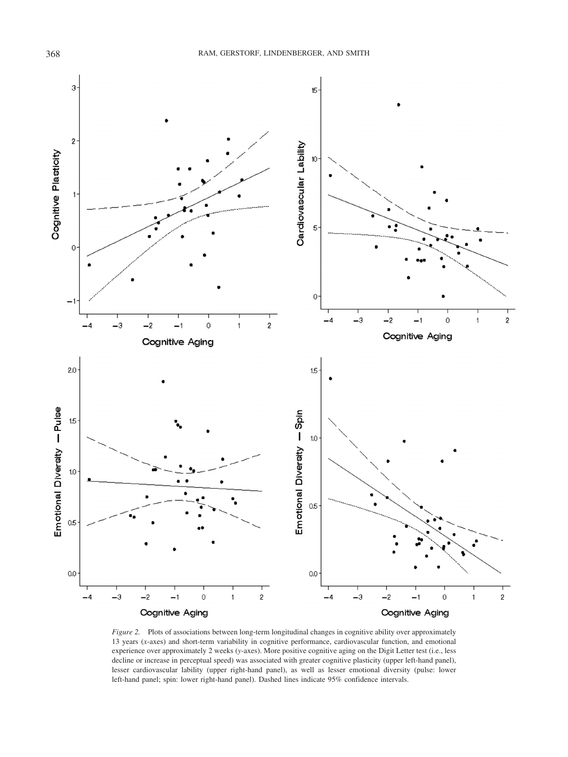Cognitive Plasticity

3
2
1
0
−1

−4 −3 −2 −1 0 1 2

Cognitive Aging

Cardiovascular Lability

15
10
5
0

−4 −3 −2 −1 0 1 2

Cognitive Aging

Emotional Diversity — Pulse

2.0
1.5
1.0
0.5
0.0

−4 −3 −2 −1 0 1 2

Cognitive Aging

Emotional Diversity — Spin

1.5
1.0
0.5
0.0

−4 −3 −2 −1 0 1 2

Cognitive Aging

*Figure 2.* Plots of associations between long-term longitudinal changes in cognitive ability over approximately 13 years (*x*-axes) and short-term variability in cognitive performance, cardiovascular function, and emotional experience over approximately 2 weeks (*y*-axes). More positive cognitive aging on the Digit Letter test (i.e., less decline or increase in perceptual speed) was associated with greater cognitive plasticity (upper left-hand panel), lesser cardiovascular lability (upper right-hand panel), as well as lesser emotional diversity (pulse: lower left-hand panel; spin: lower right-hand panel). Dashed lines indicate 95% confidence intervals.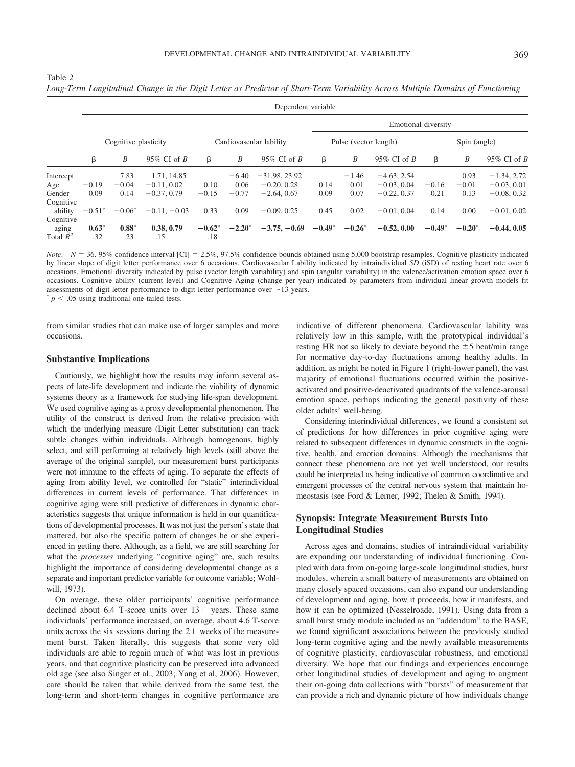Table 2

*Long-Term Longitudinal Change in the Digit Letter as Predictor of Short-Term Variability Across Multiple Domains of Functioning*

| | Dependent variable | | | | | | | | | | | |
|---|---|---|---|---|---|---|---|---|---|---|---|---|
| | | | | | | | Emotional diversity | | | | | |
| | Cognitive plasticity | | | Cardiovascular lability | | | Pulse (vector length) | | | Spin (angle) | | |
| | β | *B* | 95% CI of *B* | β | *B* | 95% CI of *B* | β | *B* | 95% CI of *B* | β | *B* | 95% CI of *B* |
| Intercept | | 7.83 | 1.71, 14.85 | | −6.40 | −31.98, 23.92 | | −1.46 | −4.63, 2.54 | | 0.93 | −1.34, 2.72 |
| Age | −0.19 | −0.04 | −0.11, 0.02 | 0.10 | 0.06 | −0.20, 0.28 | 0.14 | 0.01 | −0.03, 0.04 | −0.16 | −0.01 | −0.03, 0.01 |
| Gender | 0.09 | 0.14 | −0.37, 0.79 | −0.15 | −0.77 | −2.64, 0.67 | 0.09 | 0.07 | −0.22, 0.37 | 0.21 | 0.13 | −0.08, 0.32 |
| Cognitive ability | $-0.51^{*}$ | $-0.06^{*}$ | −0.11, −0.03 | 0.33 | 0.09 | −0.09, 0.25 | 0.45 | 0.02 | −0.01, 0.04 | 0.14 | 0.00 | −0.01, 0.02 |
| Cognitive aging | $\mathbf{0.63^{*}}$ | $\mathbf{0.88^{*}}$ | **0.38, 0.79** | $\mathbf{-0.62^{*}}$ | $\mathbf{-2.20^{*}}$ | **−3.75, −0.69** | $\mathbf{-0.49^{*}}$ | $\mathbf{-0.26^{*}}$ | **−0.52, 0.00** | $\mathbf{-0.49^{*}}$ | $\mathbf{-0.20^{*}}$ | **−0.44, 0.05** |
| Total $R^2$ | .32 | .23 | .15 | .18 | | | | | | | | |

*Note*. $N = 36$. 95% confidence interval [CI] = 2.5%, 97.5% confidence bounds obtained using 5,000 bootstrap resamples. Cognitive plasticity indicated by linear slope of digit letter performance over 6 occasions. Cardiovascular Lability indicated by intraindividual *SD* (iSD) of resting heart rate over 6 occasions. Emotional diversity indicated by pulse (vector length variability) and spin (angular variability) in the valence/activation emotion space over 6 occasions. Cognitive ability (current level) and Cognitive Aging (change per year) indicated by parameters from individual linear growth models fit assessments of digit letter performance to digit letter performance over ~13 years.
$^{*}$ $p < .05$ using traditional one-tailed tests.

from similar studies that can make use of larger samples and more occasions.

## Substantive Implications

Cautiously, we highlight how the results may inform several aspects of late-life development and indicate the viability of dynamic systems theory as a framework for studying life-span development. We used cognitive aging as a proxy developmental phenomenon. The utility of the construct is derived from the relative precision with which the underlying measure (Digit Letter substitution) can track subtle changes within individuals. Although homogenous, highly select, and still performing at relatively high levels (still above the average of the original sample), our measurement burst participants were not immune to the effects of aging. To separate the effects of aging from ability level, we controlled for "static" interindividual differences in current levels of performance. That differences in cognitive aging were still predictive of differences in dynamic characteristics suggests that unique information is held in our quantifications of developmental processes. It was not just the person's state that mattered, but also the specific pattern of changes he or she experienced in getting there. Although, as a field, we are still searching for what the *processes* underlying "cognitive aging" are, such results highlight the importance of considering developmental change as a separate and important predictor variable (or outcome variable; Wohlwill, 1973).

On average, these older participants' cognitive performance declined about 6.4 T-score units over 13+ years. These same individuals' performance increased, on average, about 4.6 T-score units across the six sessions during the 2+ weeks of the measurement burst. Taken literally, this suggests that some very old individuals are able to regain much of what was lost in previous years, and that cognitive plasticity can be preserved into advanced old age (see also Singer et al., 2003; Yang et al, 2006). However, care should be taken that while derived from the same test, the long-term and short-term changes in cognitive performance are indicative of different phenomena. Cardiovascular lability was relatively low in this sample, with the prototypical individual's resting HR not so likely to deviate beyond the ±5 beat/min range for normative day-to-day fluctuations among healthy adults. In addition, as might be noted in Figure 1 (right-lower panel), the vast majority of emotional fluctuations occurred within the positive-activated and positive-deactivated quadrants of the valence-arousal emotion space, perhaps indicating the general positivity of these older adults' well-being.

Considering interindividual differences, we found a consistent set of predictions for how differences in prior cognitive aging were related to subsequent differences in dynamic constructs in the cognitive, health, and emotion domains. Although the mechanisms that connect these phenomena are not yet well understood, our results could be interpreted as being indicative of common coordinative and emergent processes of the central nervous system that maintain homeostasis (see Ford & Lerner, 1992; Thelen & Smith, 1994).

## Synopsis: Integrate Measurement Bursts Into Longitudinal Studies

Across ages and domains, studies of intraindividual variability are expanding our understanding of individual functioning. Coupled with data from on-going large-scale longitudinal studies, burst modules, wherein a small battery of measurements are obtained on many closely spaced occasions, can also expand our understanding of development and aging, how it proceeds, how it manifests, and how it can be optimized (Nesselroade, 1991). Using data from a small burst study module included as an "addendum" to the BASE, we found significant associations between the previously studied long-term cognitive aging and the newly available measurements of cognitive plasticity, cardiovascular robustness, and emotional diversity. We hope that our findings and experiences encourage other longitudinal studies of development and aging to augment their on-going data collections with "bursts" of measurement that can provide a rich and dynamic picture of how individuals change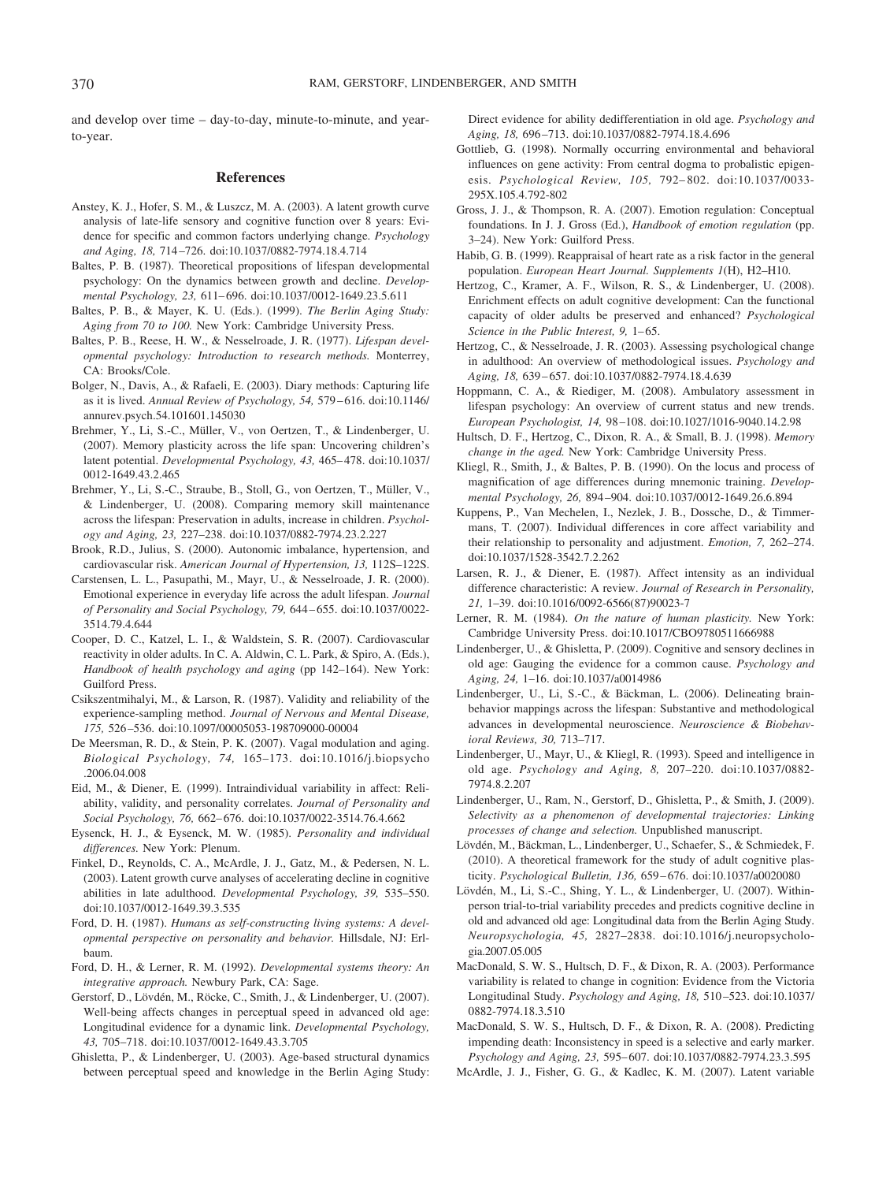and develop over time – day-to-day, minute-to-minute, and year-to-year.

## References

Anstey, K. J., Hofer, S. M., & Luszcz, M. A. (2003). A latent growth curve analysis of late-life sensory and cognitive function over 8 years: Evidence for specific and common factors underlying change. *Psychology and Aging, 18,* 714–726. doi:10.1037/0882-7974.18.4.714

Baltes, P. B. (1987). Theoretical propositions of lifespan developmental psychology: On the dynamics between growth and decline. *Developmental Psychology, 23,* 611–696. doi:10.1037/0012-1649.23.5.611

Baltes, P. B., & Mayer, K. U. (Eds.). (1999). *The Berlin Aging Study: Aging from 70 to 100.* New York: Cambridge University Press.

Baltes, P. B., Reese, H. W., & Nesselroade, J. R. (1977). *Lifespan developmental psychology: Introduction to research methods.* Monterrey, CA: Brooks/Cole.

Bolger, N., Davis, A., & Rafaeli, E. (2003). Diary methods: Capturing life as it is lived. *Annual Review of Psychology, 54,* 579–616. doi:10.1146/annurev.psych.54.101601.145030

Brehmer, Y., Li, S.-C., Müller, V., von Oertzen, T., & Lindenberger, U. (2007). Memory plasticity across the life span: Uncovering children's latent potential. *Developmental Psychology, 43,* 465–478. doi:10.1037/0012-1649.43.2.465

Brehmer, Y., Li, S.-C., Straube, B., Stoll, G., von Oertzen, T., Müller, V., & Lindenberger, U. (2008). Comparing memory skill maintenance across the lifespan: Preservation in adults, increase in children. *Psychology and Aging, 23,* 227–238. doi:10.1037/0882-7974.23.2.227

Brook, R.D., Julius, S. (2000). Autonomic imbalance, hypertension, and cardiovascular risk. *American Journal of Hypertension, 13,* 112S–122S.

Carstensen, L. L., Pasupathi, M., Mayr, U., & Nesselroade, J. R. (2000). Emotional experience in everyday life across the adult lifespan. *Journal of Personality and Social Psychology, 79,* 644–655. doi:10.1037/0022-3514.79.4.644

Cooper, D. C., Katzel, L. I., & Waldstein, S. R. (2007). Cardiovascular reactivity in older adults. In C. A. Aldwin, C. L. Park, & Spiro, A. (Eds.), *Handbook of health psychology and aging* (pp 142–164). New York: Guilford Press.

Csikszentmihalyi, M., & Larson, R. (1987). Validity and reliability of the experience-sampling method. *Journal of Nervous and Mental Disease, 175,* 526–536. doi:10.1097/00005053-198709000-00004

De Meersman, R. D., & Stein, P. K. (2007). Vagal modulation and aging. *Biological Psychology, 74,* 165–173. doi:10.1016/j.biopsycho.2006.04.008

Eid, M., & Diener, E. (1999). Intraindividual variability in affect: Reliability, validity, and personality correlates. *Journal of Personality and Social Psychology, 76,* 662–676. doi:10.1037/0022-3514.76.4.662

Eysenck, H. J., & Eysenck, M. W. (1985). *Personality and individual differences.* New York: Plenum.

Finkel, D., Reynolds, C. A., McArdle, J. J., Gatz, M., & Pedersen, N. L. (2003). Latent growth curve analyses of accelerating decline in cognitive abilities in late adulthood. *Developmental Psychology, 39,* 535–550. doi:10.1037/0012-1649.39.3.535

Ford, D. H. (1987). *Humans as self-constructing living systems: A developmental perspective on personality and behavior.* Hillsdale, NJ: Erlbaum.

Ford, D. H., & Lerner, R. M. (1992). *Developmental systems theory: An integrative approach.* Newbury Park, CA: Sage.

Gerstorf, D., Lövdén, M., Röcke, C., Smith, J., & Lindenberger, U. (2007). Well-being affects changes in perceptual speed in advanced old age: Longitudinal evidence for a dynamic link. *Developmental Psychology, 43,* 705–718. doi:10.1037/0012-1649.43.3.705

Ghisletta, P., & Lindenberger, U. (2003). Age-based structural dynamics between perceptual speed and knowledge in the Berlin Aging Study: Direct evidence for ability dedifferentiation in old age. *Psychology and Aging, 18,* 696–713. doi:10.1037/0882-7974.18.4.696

Gottlieb, G. (1998). Normally occurring environmental and behavioral influences on gene activity: From central dogma to probalistic epigenesis. *Psychological Review, 105,* 792–802. doi:10.1037/0033-295X.105.4.792-802

Gross, J. J., & Thompson, R. A. (2007). Emotion regulation: Conceptual foundations. In J. J. Gross (Ed.), *Handbook of emotion regulation* (pp. 3–24). New York: Guilford Press.

Habib, G. B. (1999). Reappraisal of heart rate as a risk factor in the general population. *European Heart Journal. Supplements 1*(H), H2–H10.

Hertzog, C., Kramer, A. F., Wilson, R. S., & Lindenberger, U. (2008). Enrichment effects on adult cognitive development: Can the functional capacity of older adults be preserved and enhanced? *Psychological Science in the Public Interest, 9,* 1–65.

Hertzog, C., & Nesselroade, J. R. (2003). Assessing psychological change in adulthood: An overview of methodological issues. *Psychology and Aging, 18,* 639–657. doi:10.1037/0882-7974.18.4.639

Hoppmann, C. A., & Riediger, M. (2008). Ambulatory assessment in lifespan psychology: An overview of current status and new trends. *European Psychologist, 14,* 98–108. doi:10.1027/1016-9040.14.2.98

Hultsch, D. F., Hertzog, C., Dixon, R. A., & Small, B. J. (1998). *Memory change in the aged.* New York: Cambridge University Press.

Kliegl, R., Smith, J., & Baltes, P. B. (1990). On the locus and process of magnification of age differences during mnemonic training. *Developmental Psychology, 26,* 894–904. doi:10.1037/0012-1649.26.6.894

Kuppens, P., Van Mechelen, I., Nezlek, J. B., Dossche, D., & Timmermans, T. (2007). Individual differences in core affect variability and their relationship to personality and adjustment. *Emotion, 7,* 262–274. doi:10.1037/1528-3542.7.2.262

Larsen, R. J., & Diener, E. (1987). Affect intensity as an individual difference characteristic: A review. *Journal of Research in Personality, 21,* 1–39. doi:10.1016/0092-6566(87)90023-7

Lerner, R. M. (1984). *On the nature of human plasticity.* New York: Cambridge University Press. doi:10.1017/CBO9780511666988

Lindenberger, U., & Ghisletta, P. (2009). Cognitive and sensory declines in old age: Gauging the evidence for a common cause. *Psychology and Aging, 24,* 1–16. doi:10.1037/a0014986

Lindenberger, U., Li, S.-C., & Bäckman, L. (2006). Delineating brain-behavior mappings across the lifespan: Substantive and methodological advances in developmental neuroscience. *Neuroscience & Biobehavioral Reviews, 30,* 713–717.

Lindenberger, U., Mayr, U., & Kliegl, R. (1993). Speed and intelligence in old age. *Psychology and Aging, 8,* 207–220. doi:10.1037/0882-7974.8.2.207

Lindenberger, U., Ram, N., Gerstorf, D., Ghisletta, P., & Smith, J. (2009). *Selectivity as a phenomenon of developmental trajectories: Linking processes of change and selection.* Unpublished manuscript.

Lövdén, M., Bäckman, L., Lindenberger, U., Schaefer, S., & Schmiedek, F. (2010). A theoretical framework for the study of adult cognitive plasticity. *Psychological Bulletin, 136,* 659–676. doi:10.1037/a0020080

Lövdén, M., Li, S.-C., Shing, Y. L., & Lindenberger, U. (2007). Within-person trial-to-trial variability precedes and predicts cognitive decline in old and advanced old age: Longitudinal data from the Berlin Aging Study. *Neuropsychologia, 45,* 2827–2838. doi:10.1016/j.neuropsychologia.2007.05.005

MacDonald, S. W. S., Hultsch, D. F., & Dixon, R. A. (2003). Performance variability is related to change in cognition: Evidence from the Victoria Longitudinal Study. *Psychology and Aging, 18,* 510–523. doi:10.1037/0882-7974.18.3.510

MacDonald, S. W. S., Hultsch, D. F., & Dixon, R. A. (2008). Predicting impending death: Inconsistency in speed is a selective and early marker. *Psychology and Aging, 23,* 595–607. doi:10.1037/0882-7974.23.3.595

McArdle, J. J., Fisher, G. G., & Kadlec, K. M. (2007). Latent variable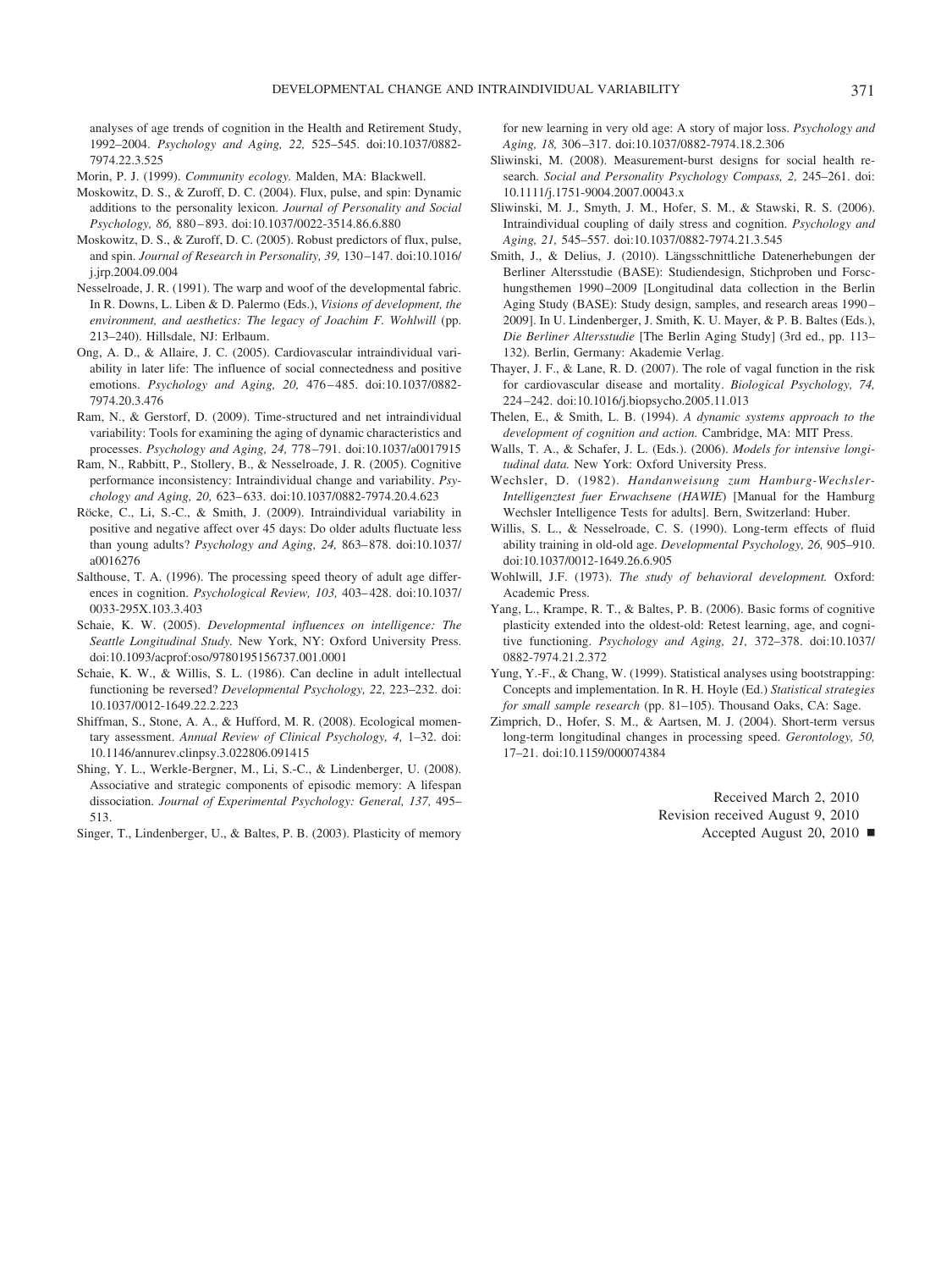analyses of age trends of cognition in the Health and Retirement Study, 1992–2004. *Psychology and Aging, 22,* 525–545. doi:10.1037/0882-7974.22.3.525

Morin, P. J. (1999). *Community ecology.* Malden, MA: Blackwell.

Moskowitz, D. S., & Zuroff, D. C. (2004). Flux, pulse, and spin: Dynamic additions to the personality lexicon. *Journal of Personality and Social Psychology, 86,* 880–893. doi:10.1037/0022-3514.86.6.880

Moskowitz, D. S., & Zuroff, D. C. (2005). Robust predictors of flux, pulse, and spin. *Journal of Research in Personality, 39,* 130–147. doi:10.1016/j.jrp.2004.09.004

Nesselroade, J. R. (1991). The warp and woof of the developmental fabric. In R. Downs, L. Liben & D. Palermo (Eds.), *Visions of development, the environment, and aesthetics: The legacy of Joachim F. Wohlwill* (pp. 213–240). Hillsdale, NJ: Erlbaum.

Ong, A. D., & Allaire, J. C. (2005). Cardiovascular intraindividual variability in later life: The influence of social connectedness and positive emotions. *Psychology and Aging, 20,* 476–485. doi:10.1037/0882-7974.20.3.476

Ram, N., & Gerstorf, D. (2009). Time-structured and net intraindividual variability: Tools for examining the aging of dynamic characteristics and processes. *Psychology and Aging, 24,* 778–791. doi:10.1037/a0017915

Ram, N., Rabbitt, P., Stollery, B., & Nesselroade, J. R. (2005). Cognitive performance inconsistency: Intraindividual change and variability. *Psychology and Aging, 20,* 623–633. doi:10.1037/0882-7974.20.4.623

Röcke, C., Li, S.-C., & Smith, J. (2009). Intraindividual variability in positive and negative affect over 45 days: Do older adults fluctuate less than young adults? *Psychology and Aging, 24,* 863–878. doi:10.1037/a0016276

Salthouse, T. A. (1996). The processing speed theory of adult age differences in cognition. *Psychological Review, 103,* 403–428. doi:10.1037/0033-295X.103.3.403

Schaie, K. W. (2005). *Developmental influences on intelligence: The Seattle Longitudinal Study.* New York, NY: Oxford University Press. doi:10.1093/acprof:oso/9780195156737.001.0001

Schaie, K. W., & Willis, S. L. (1986). Can decline in adult intellectual functioning be reversed? *Developmental Psychology, 22,* 223–232. doi:10.1037/0012-1649.22.2.223

Shiffman, S., Stone, A. A., & Hufford, M. R. (2008). Ecological momentary assessment. *Annual Review of Clinical Psychology, 4,* 1–32. doi:10.1146/annurev.clinpsy.3.022806.091415

Shing, Y. L., Werkle-Bergner, M., Li, S.-C., & Lindenberger, U. (2008). Associative and strategic components of episodic memory: A lifespan dissociation. *Journal of Experimental Psychology: General, 137,* 495–513.

Singer, T., Lindenberger, U., & Baltes, P. B. (2003). Plasticity of memory for new learning in very old age: A story of major loss. *Psychology and Aging, 18,* 306–317. doi:10.1037/0882-7974.18.2.306

Sliwinski, M. (2008). Measurement-burst designs for social health research. *Social and Personality Psychology Compass, 2,* 245–261. doi:10.1111/j.1751-9004.2007.00043.x

Sliwinski, M. J., Smyth, J. M., Hofer, S. M., & Stawski, R. S. (2006). Intraindividual coupling of daily stress and cognition. *Psychology and Aging, 21,* 545–557. doi:10.1037/0882-7974.21.3.545

Smith, J., & Delius, J. (2010). Längsschnittliche Datenerhebungen der Berliner Altersstudie (BASE): Studiendesign, Stichproben und Forschungsthemen 1990–2009 [Longitudinal data collection in the Berlin Aging Study (BASE): Study design, samples, and research areas 1990–2009]. In U. Lindenberger, J. Smith, K. U. Mayer, & P. B. Baltes (Eds.), *Die Berliner Altersstudie* [The Berlin Aging Study] (3rd ed., pp. 113–132). Berlin, Germany: Akademie Verlag.

Thayer, J. F., & Lane, R. D. (2007). The role of vagal function in the risk for cardiovascular disease and mortality. *Biological Psychology, 74,* 224–242. doi:10.1016/j.biopsycho.2005.11.013

Thelen, E., & Smith, L. B. (1994). *A dynamic systems approach to the development of cognition and action.* Cambridge, MA: MIT Press.

Walls, T. A., & Schafer, J. L. (Eds.). (2006). *Models for intensive longitudinal data.* New York: Oxford University Press.

Wechsler, D. (1982). *Handanweisung zum Hamburg-Wechsler-Intelligenztest fuer Erwachsene (HAWIE)* [Manual for the Hamburg Wechsler Intelligence Tests for adults]. Bern, Switzerland: Huber.

Willis, S. L., & Nesselroade, C. S. (1990). Long-term effects of fluid ability training in old-old age. *Developmental Psychology, 26,* 905–910. doi:10.1037/0012-1649.26.6.905

Wohlwill, J.F. (1973). *The study of behavioral development.* Oxford: Academic Press.

Yang, L., Krampe, R. T., & Baltes, P. B. (2006). Basic forms of cognitive plasticity extended into the oldest-old: Retest learning, age, and cognitive functioning. *Psychology and Aging, 21,* 372–378. doi:10.1037/0882-7974.21.2.372

Yung, Y.-F., & Chang, W. (1999). Statistical analyses using bootstrapping: Concepts and implementation. In R. H. Hoyle (Ed.) *Statistical strategies for small sample research* (pp. 81–105). Thousand Oaks, CA: Sage.

Zimprich, D., Hofer, S. M., & Aartsen, M. J. (2004). Short-term versus long-term longitudinal changes in processing speed. *Gerontology, 50,* 17–21. doi:10.1159/000074384

Received March 2, 2010
Revision received August 9, 2010
Accepted August 20, 2010 ■